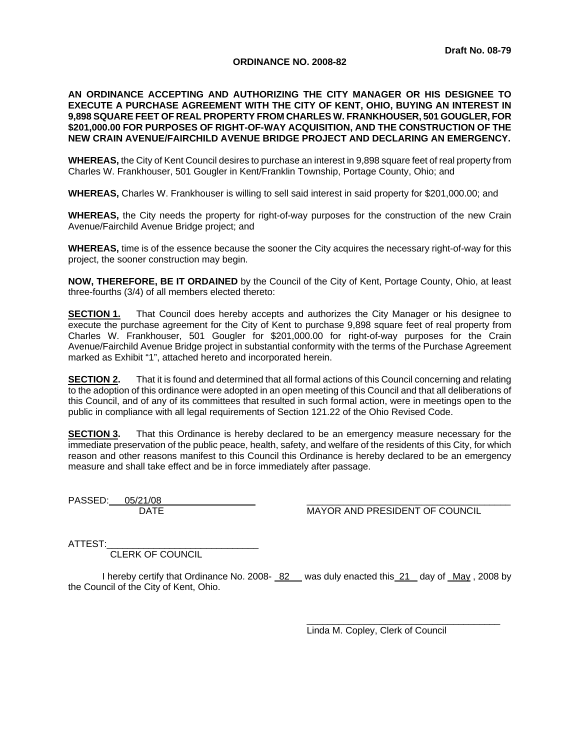Draft No. 08-79

# ORDINANCE NO. 2008-82

**AN ORDINANCE ACCEPTING AND AUTHORIZING THE CITY MANAGER OR HIS DESIGNEE TO EXECUTE A PURCHASE AGREEMENT WITH THE CITY OF KENT, OHIO, BUYING AN INTEREST IN 9,898 SQUARE FEET OF REAL PROPERTY FROM CHARLES W. FRANKHOUSER, 501 GOUGLER, FOR $201,000.00 FOR PURPOSES OF RIGHT-OF-WAY ACQUISITION, AND THE CONSTRUCTION OF THE NEW CRAIN AVENUE/FAIRCHILD AVENUE BRIDGE PROJECT AND DECLARING AN EMERGENCY.**

**WHEREAS,** the City of Kent Council desires to purchase an interest in 9,898 square feet of real property from Charles W. Frankhouser, 501 Gougler in Kent/Franklin Township, Portage County, Ohio; and

**WHEREAS,** Charles W. Frankhouser is willing to sell said interest in said property for $201,000.00; and

**WHEREAS,** the City needs the property for right-of-way purposes for the construction of the new Crain Avenue/Fairchild Avenue Bridge project; and

**WHEREAS,** time is of the essence because the sooner the City acquires the necessary right-of-way for this project, the sooner construction may begin.

**NOW, THEREFORE, BE IT ORDAINED** by the Council of the City of Kent, Portage County, Ohio, at least three-fourths (3/4) of all members elected thereto:

**SECTION 1.** That Council does hereby accepts and authorizes the City Manager or his designee to execute the purchase agreement for the City of Kent to purchase 9,898 square feet of real property from Charles W. Frankhouser, 501 Gougler for $201,000.00 for right-of-way purposes for the Crain Avenue/Fairchild Avenue Bridge project in substantial conformity with the terms of the Purchase Agreement marked as Exhibit "1", attached hereto and incorporated herein.

**SECTION 2.** That it is found and determined that all formal actions of this Council concerning and relating to the adoption of this ordinance were adopted in an open meeting of this Council and that all deliberations of this Council, and of any of its committees that resulted in such formal action, were in meetings open to the public in compliance with all legal requirements of Section 121.22 of the Ohio Revised Code.

**SECTION 3.** That this Ordinance is hereby declared to be an emergency measure necessary for the immediate preservation of the public peace, health, safety, and welfare of the residents of this City, for which reason and other reasons manifest to this Council this Ordinance is hereby declared to be an emergency measure and shall take effect and be in force immediately after passage.

PASSED: 05/21/08
DATE

______________________________
MAYOR AND PRESIDENT OF COUNCIL

ATTEST:______________________________
CLERK OF COUNCIL

I hereby certify that Ordinance No. 2008- 82 was duly enacted this 21 day of May , 2008 by the Council of the City of Kent, Ohio.

______________________________
Linda M. Copley, Clerk of Council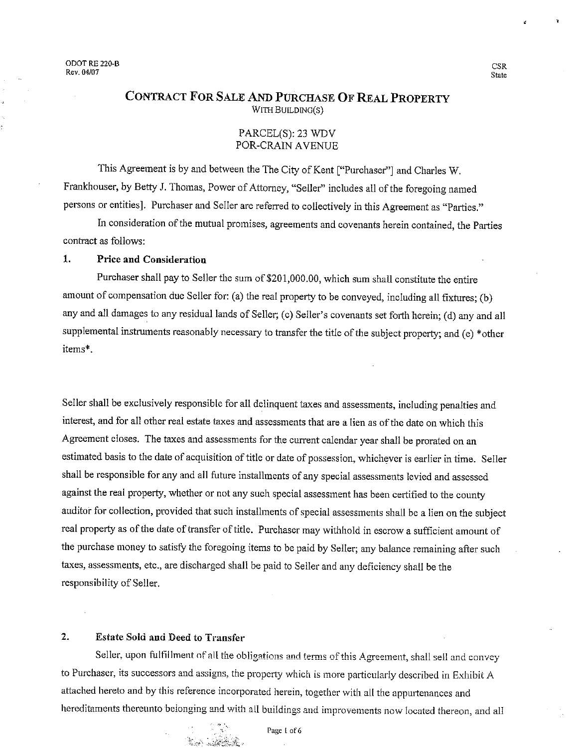ODOT RE 220-B
Rev. 04/07

CSR
State

# CONTRACT FOR SALE AND PURCHASE OF REAL PROPERTY

WITH BUILDING(S)

PARCEL(S): 23 WDV
POR-CRAIN AVENUE

This Agreement is by and between the The City of Kent ["Purchaser"] and Charles W. Frankhouser, by Betty J. Thomas, Power of Attorney, "Seller" includes all of the foregoing named persons or entities]. Purchaser and Seller are referred to collectively in this Agreement as "Parties."

In consideration of the mutual promises, agreements and covenants herein contained, the Parties contract as follows:

## 1. Price and Consideration

Purchaser shall pay to Seller the sum of $201,000.00, which sum shall constitute the entire amount of compensation due Seller for: (a) the real property to be conveyed, including all fixtures; (b) any and all damages to any residual lands of Seller; (c) Seller's covenants set forth herein; (d) any and all supplemental instruments reasonably necessary to transfer the title of the subject property; and (e) *other items*.

Seller shall be exclusively responsible for all delinquent taxes and assessments, including penalties and interest, and for all other real estate taxes and assessments that are a lien as of the date on which this Agreement closes. The taxes and assessments for the current calendar year shall be prorated on an estimated basis to the date of acquisition of title or date of possession, whichever is earlier in time. Seller shall be responsible for any and all future installments of any special assessments levied and assessed against the real property, whether or not any such special assessment has been certified to the county auditor for collection, provided that such installments of special assessments shall be a lien on the subject real property as of the date of transfer of title. Purchaser may withhold in escrow a sufficient amount of the purchase money to satisfy the foregoing items to be paid by Seller; any balance remaining after such taxes, assessments, etc., are discharged shall be paid to Seller and any deficiency shall be the responsibility of Seller.

## 2. Estate Sold and Deed to Transfer

Seller, upon fulfillment of all the obligations and terms of this Agreement, shall sell and convey to Purchaser, its successors and assigns, the property which is more particularly described in Exhibit A attached hereto and by this reference incorporated herein, together with all the appurtenances and hereditaments thereunto belonging and with all buildings and improvements now located thereon, and all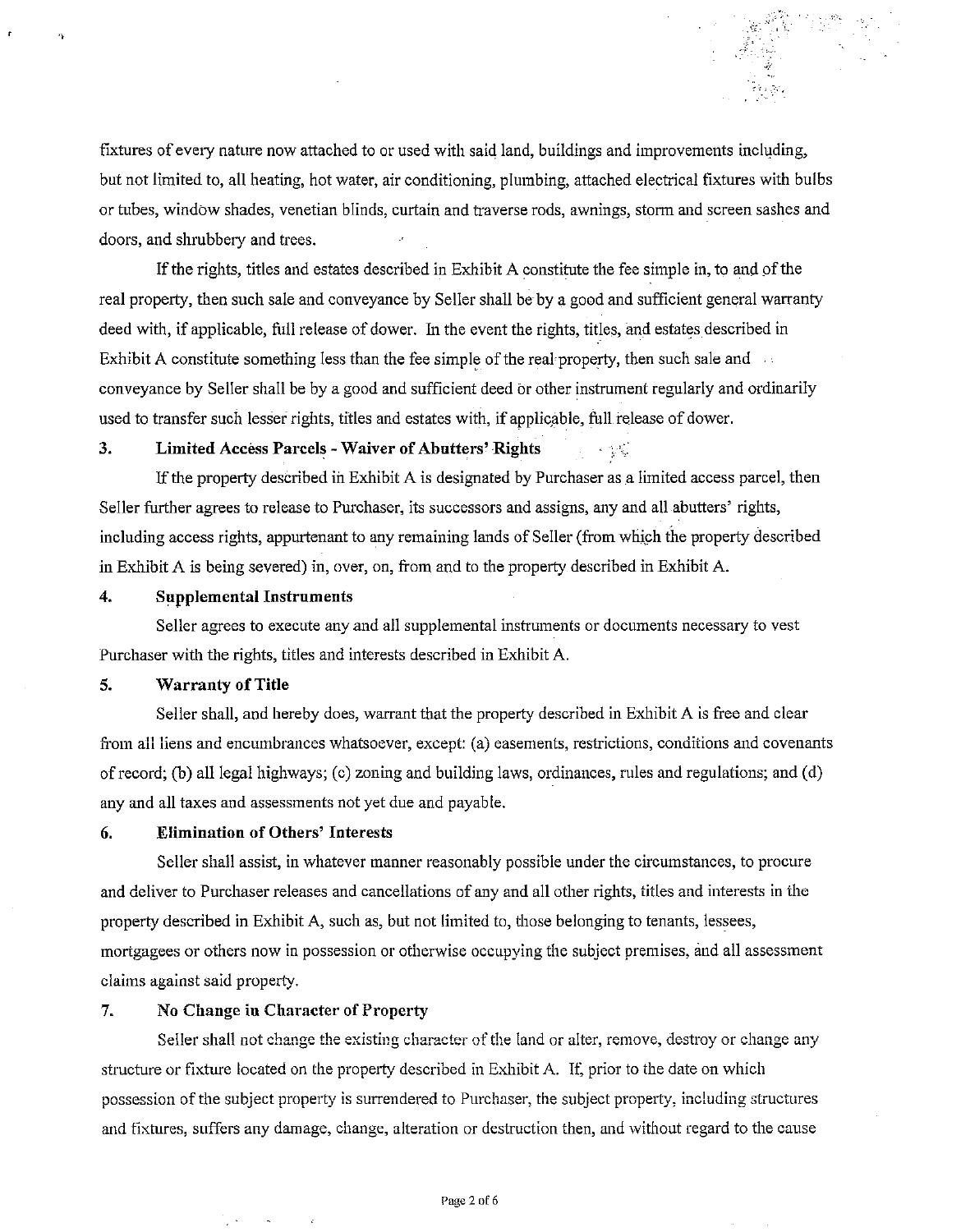fixtures of every nature now attached to or used with said land, buildings and improvements including, but not limited to, all heating, hot water, air conditioning, plumbing, attached electrical fixtures with bulbs or tubes, window shades, venetian blinds, curtain and traverse rods, awnings, storm and screen sashes and doors, and shrubbery and trees.

If the rights, titles and estates described in Exhibit A constitute the fee simple in, to and of the real property, then such sale and conveyance by Seller shall be by a good and sufficient general warranty deed with, if applicable, full release of dower. In the event the rights, titles, and estates described in Exhibit A constitute something less than the fee simple of the real property, then such sale and conveyance by Seller shall be by a good and sufficient deed or other instrument regularly and ordinarily used to transfer such lesser rights, titles and estates with, if applicable, full release of dower.

**3. Limited Access Parcels - Waiver of Abutters' Rights**

If the property described in Exhibit A is designated by Purchaser as a limited access parcel, then Seller further agrees to release to Purchaser, its successors and assigns, any and all abutters' rights, including access rights, appurtenant to any remaining lands of Seller (from which the property described in Exhibit A is being severed) in, over, on, from and to the property described in Exhibit A.

**4. Supplemental Instruments**

Seller agrees to execute any and all supplemental instruments or documents necessary to vest Purchaser with the rights, titles and interests described in Exhibit A.

**5. Warranty of Title**

Seller shall, and hereby does, warrant that the property described in Exhibit A is free and clear from all liens and encumbrances whatsoever, except: (a) easements, restrictions, conditions and covenants of record; (b) all legal highways; (c) zoning and building laws, ordinances, rules and regulations; and (d) any and all taxes and assessments not yet due and payable.

**6. Elimination of Others' Interests**

Seller shall assist, in whatever manner reasonably possible under the circumstances, to procure and deliver to Purchaser releases and cancellations of any and all other rights, titles and interests in the property described in Exhibit A, such as, but not limited to, those belonging to tenants, lessees, mortgagees or others now in possession or otherwise occupying the subject premises, and all assessment claims against said property.

**7. No Change in Character of Property**

Seller shall not change the existing character of the land or alter, remove, destroy or change any structure or fixture located on the property described in Exhibit A. If, prior to the date on which possession of the subject property is surrendered to Purchaser, the subject property, including structures and fixtures, suffers any damage, change, alteration or destruction then, and without regard to the cause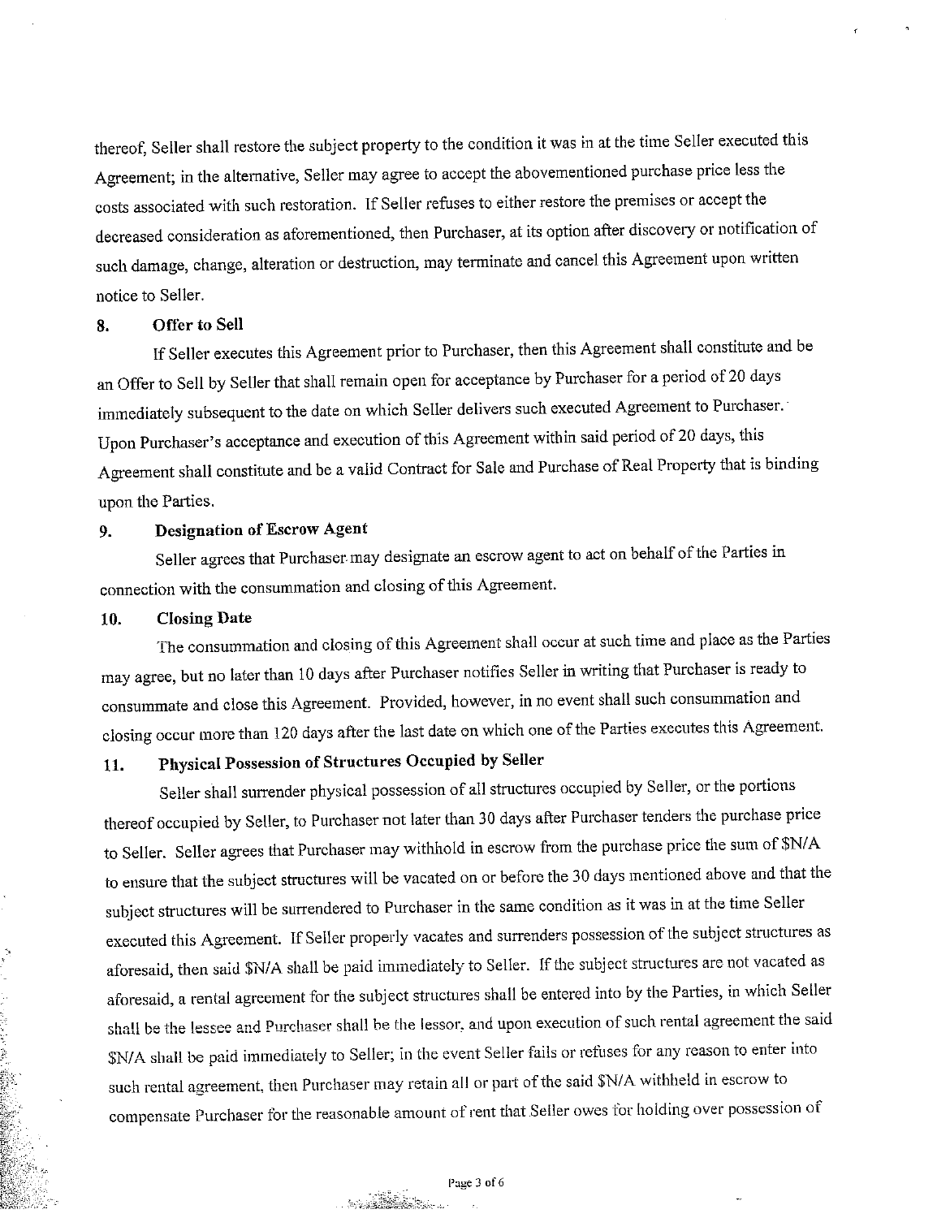thereof, Seller shall restore the subject property to the condition it was in at the time Seller executed this Agreement; in the alternative, Seller may agree to accept the abovementioned purchase price less the costs associated with such restoration. If Seller refuses to either restore the premises or accept the decreased consideration as aforementioned, then Purchaser, at its option after discovery or notification of such damage, change, alteration or destruction, may terminate and cancel this Agreement upon written notice to Seller.

## 8. Offer to Sell

If Seller executes this Agreement prior to Purchaser, then this Agreement shall constitute and be an Offer to Sell by Seller that shall remain open for acceptance by Purchaser for a period of 20 days immediately subsequent to the date on which Seller delivers such executed Agreement to Purchaser. Upon Purchaser's acceptance and execution of this Agreement within said period of 20 days, this Agreement shall constitute and be a valid Contract for Sale and Purchase of Real Property that is binding upon the Parties.

## 9. Designation of Escrow Agent

Seller agrees that Purchaser may designate an escrow agent to act on behalf of the Parties in connection with the consummation and closing of this Agreement.

## 10. Closing Date

The consummation and closing of this Agreement shall occur at such time and place as the Parties may agree, but no later than 10 days after Purchaser notifies Seller in writing that Purchaser is ready to consummate and close this Agreement. Provided, however, in no event shall such consummation and closing occur more than 120 days after the last date on which one of the Parties executes this Agreement.

## 11. Physical Possession of Structures Occupied by Seller

Seller shall surrender physical possession of all structures occupied by Seller, or the portions thereof occupied by Seller, to Purchaser not later than 30 days after Purchaser tenders the purchase price to Seller. Seller agrees that Purchaser may withhold in escrow from the purchase price the sum of $N/A to ensure that the subject structures will be vacated on or before the 30 days mentioned above and that the subject structures will be surrendered to Purchaser in the same condition as it was in at the time Seller executed this Agreement. If Seller properly vacates and surrenders possession of the subject structures as aforesaid, then said $N/A shall be paid immediately to Seller. If the subject structures are not vacated as aforesaid, a rental agreement for the subject structures shall be entered into by the Parties, in which Seller shall be the lessee and Purchaser shall be the lessor, and upon execution of such rental agreement the said $N/A shall be paid immediately to Seller; in the event Seller fails or refuses for any reason to enter into such rental agreement, then Purchaser may retain all or part of the said $N/A withheld in escrow to compensate Purchaser for the reasonable amount of rent that Seller owes for holding over possession of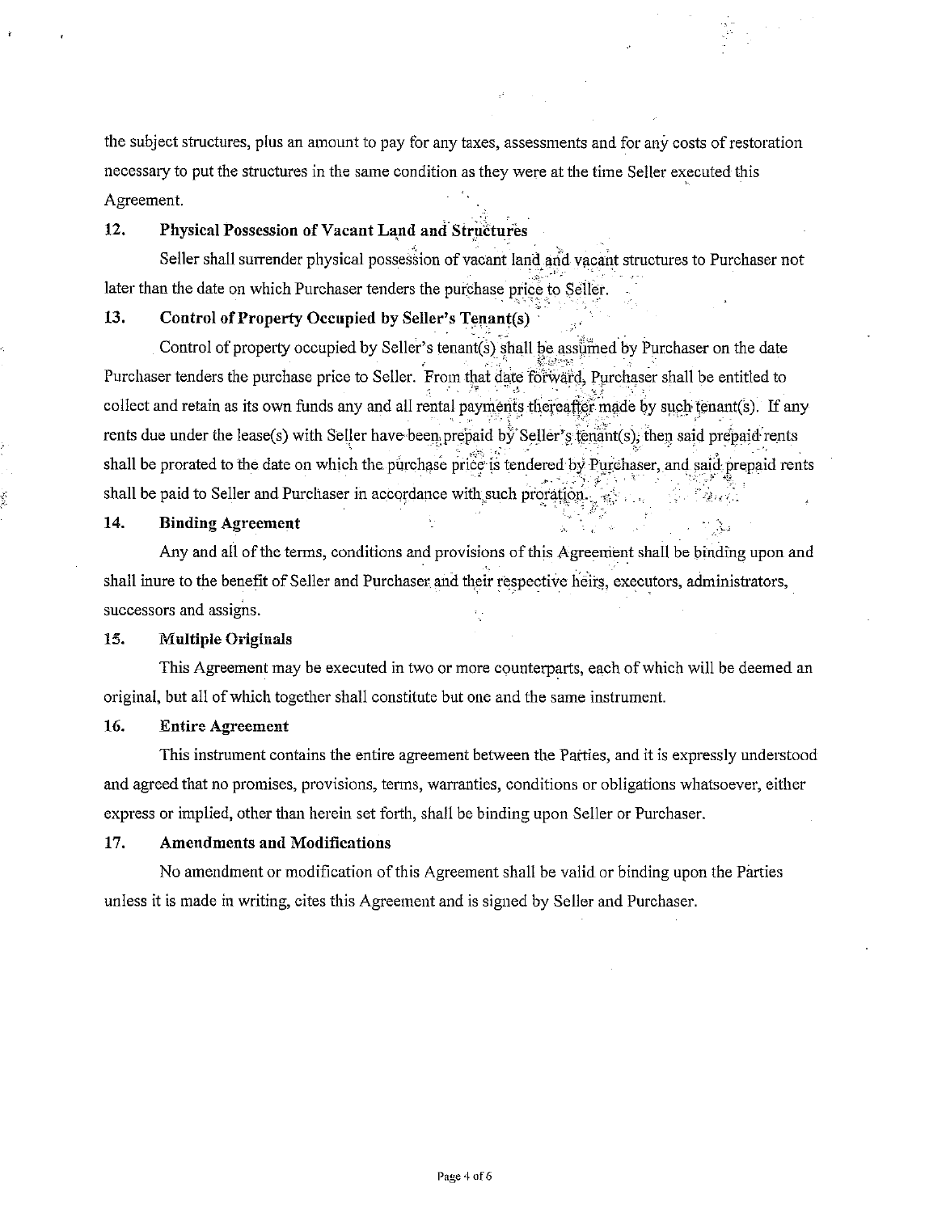the subject structures, plus an amount to pay for any taxes, assessments and for any costs of restoration necessary to put the structures in the same condition as they were at the time Seller executed this Agreement.

**12. Physical Possession of Vacant Land and Structures**

Seller shall surrender physical possession of vacant land and vacant structures to Purchaser not later than the date on which Purchaser tenders the purchase price to Seller.

**13. Control of Property Occupied by Seller's Tenant(s)**

Control of property occupied by Seller's tenant(s) shall be assumed by Purchaser on the date Purchaser tenders the purchase price to Seller. From that date forward, Purchaser shall be entitled to collect and retain as its own funds any and all rental payments thereafter made by such tenant(s). If any rents due under the lease(s) with Seller have been prepaid by Seller's tenant(s), then said prepaid rents shall be prorated to the date on which the purchase price is tendered by Purchaser, and said prepaid rents shall be paid to Seller and Purchaser in accordance with such proration.

**14. Binding Agreement**

Any and all of the terms, conditions and provisions of this Agreement shall be binding upon and shall inure to the benefit of Seller and Purchaser and their respective heirs, executors, administrators, successors and assigns.

**15. Multiple Originals**

This Agreement may be executed in two or more counterparts, each of which will be deemed an original, but all of which together shall constitute but one and the same instrument.

**16. Entire Agreement**

This instrument contains the entire agreement between the Parties, and it is expressly understood and agreed that no promises, provisions, terms, warranties, conditions or obligations whatsoever, either express or implied, other than herein set forth, shall be binding upon Seller or Purchaser.

**17. Amendments and Modifications**

No amendment or modification of this Agreement shall be valid or binding upon the Parties unless it is made in writing, cites this Agreement and is signed by Seller and Purchaser.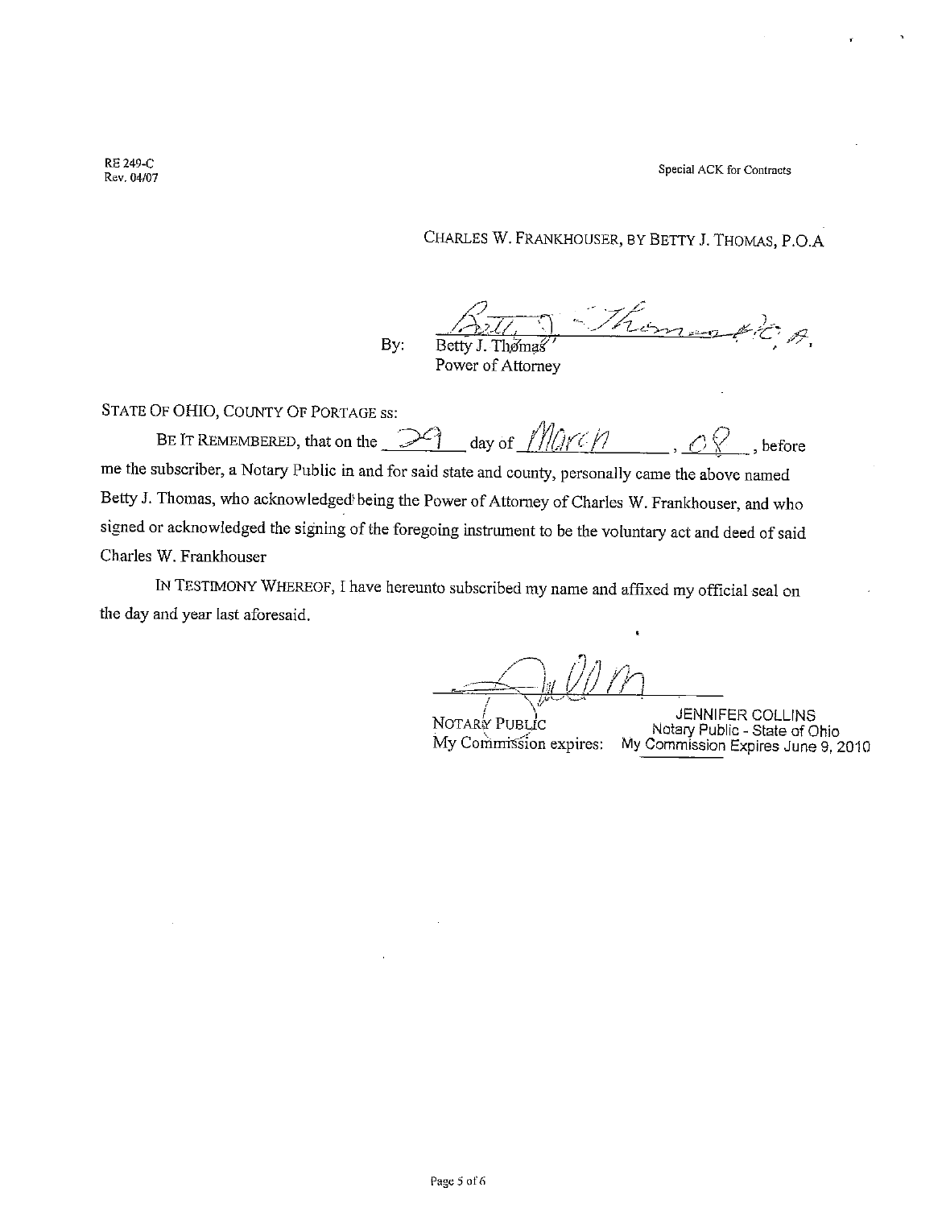RE 249-C
Rev. 04/07

Special ACK for Contracts

CHARLES W. FRANKHOUSER, BY BETTY J. THOMAS, P.O.A

By: Betty J. Thomas P.O.A.
Betty J. Thomas
Power of Attorney

STATE OF OHIO, COUNTY OF PORTAGE ss:

BE IT REMEMBERED, that on the 29 day of March, 08, before me the subscriber, a Notary Public in and for said state and county, personally came the above named Betty J. Thomas, who acknowledged being the Power of Attorney of Charles W. Frankhouser, and who signed or acknowledged the signing of the foregoing instrument to be the voluntary act and deed of said Charles W. Frankhouser

IN TESTIMONY WHEREOF, I have hereunto subscribed my name and affixed my official seal on the day and year last aforesaid.

NOTARY PUBLIC
My Commission expires:

JENNIFER COLLINS
Notary Public - State of Ohio
My Commission Expires June 9, 2010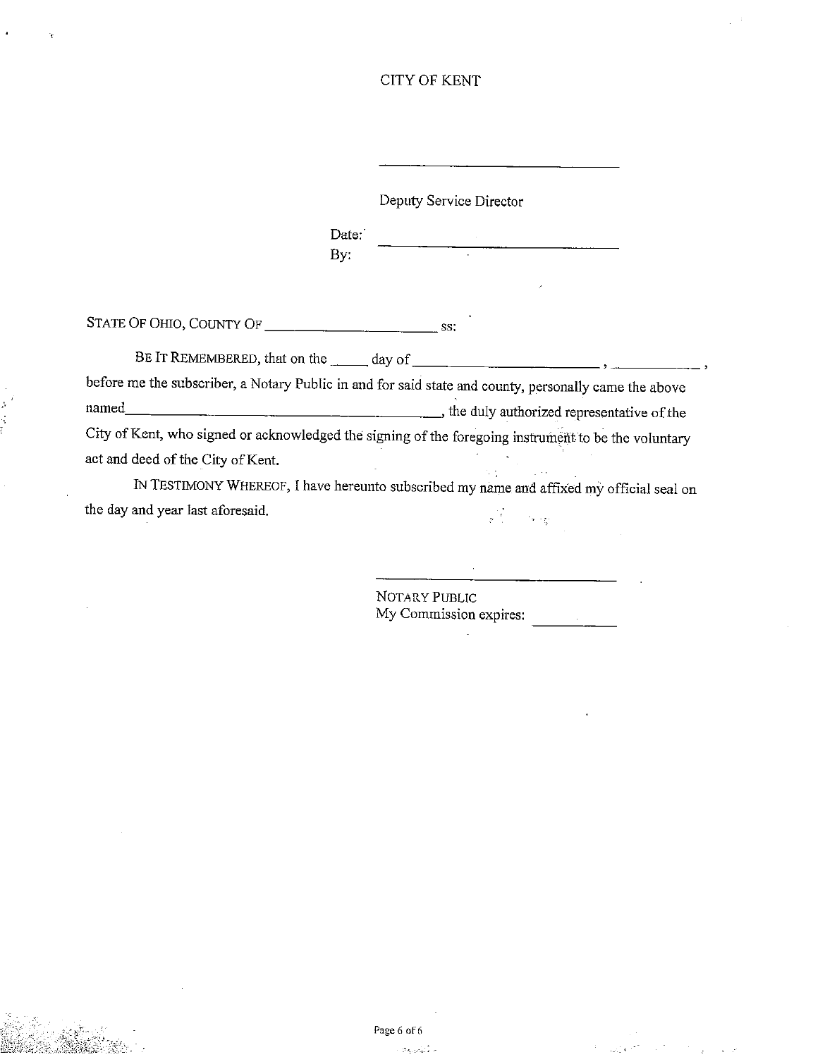CITY OF KENT

\_\_\_\_\_\_\_\_\_\_\_\_\_\_\_\_\_\_\_\_\_\_\_\_\_\_\_\_\_\_

Deputy Service Director

Date: \_\_\_\_\_\_\_\_\_\_\_\_\_\_\_\_\_\_\_\_\_\_\_\_\_\_\_\_\_\_

By:

STATE OF OHIO, COUNTY OF \_\_\_\_\_\_\_\_\_\_\_\_\_\_\_\_\_\_\_\_\_\_ ss:

BE IT REMEMBERED, that on the \_\_\_\_\_ day of \_\_\_\_\_\_\_\_\_\_\_\_\_\_\_\_\_\_\_\_\_\_\_\_, \_\_\_\_\_\_\_\_\_\_\_\_, before me the subscriber, a Notary Public in and for said state and county, personally came the above named\_\_\_\_\_\_\_\_\_\_\_\_\_\_\_\_\_\_\_\_\_\_\_\_\_\_\_\_\_\_\_\_\_\_\_\_\_\_\_\_\_\_, the duly authorized representative of the City of Kent, who signed or acknowledged the signing of the foregoing instrument to be the voluntary act and deed of the City of Kent.

IN TESTIMONY WHEREOF, I have hereunto subscribed my name and affixed my official seal on the day and year last aforesaid.

\_\_\_\_\_\_\_\_\_\_\_\_\_\_\_\_\_\_\_\_\_\_\_\_\_\_\_\_\_\_

NOTARY PUBLIC
My Commission expires: \_\_\_\_\_\_\_\_\_\_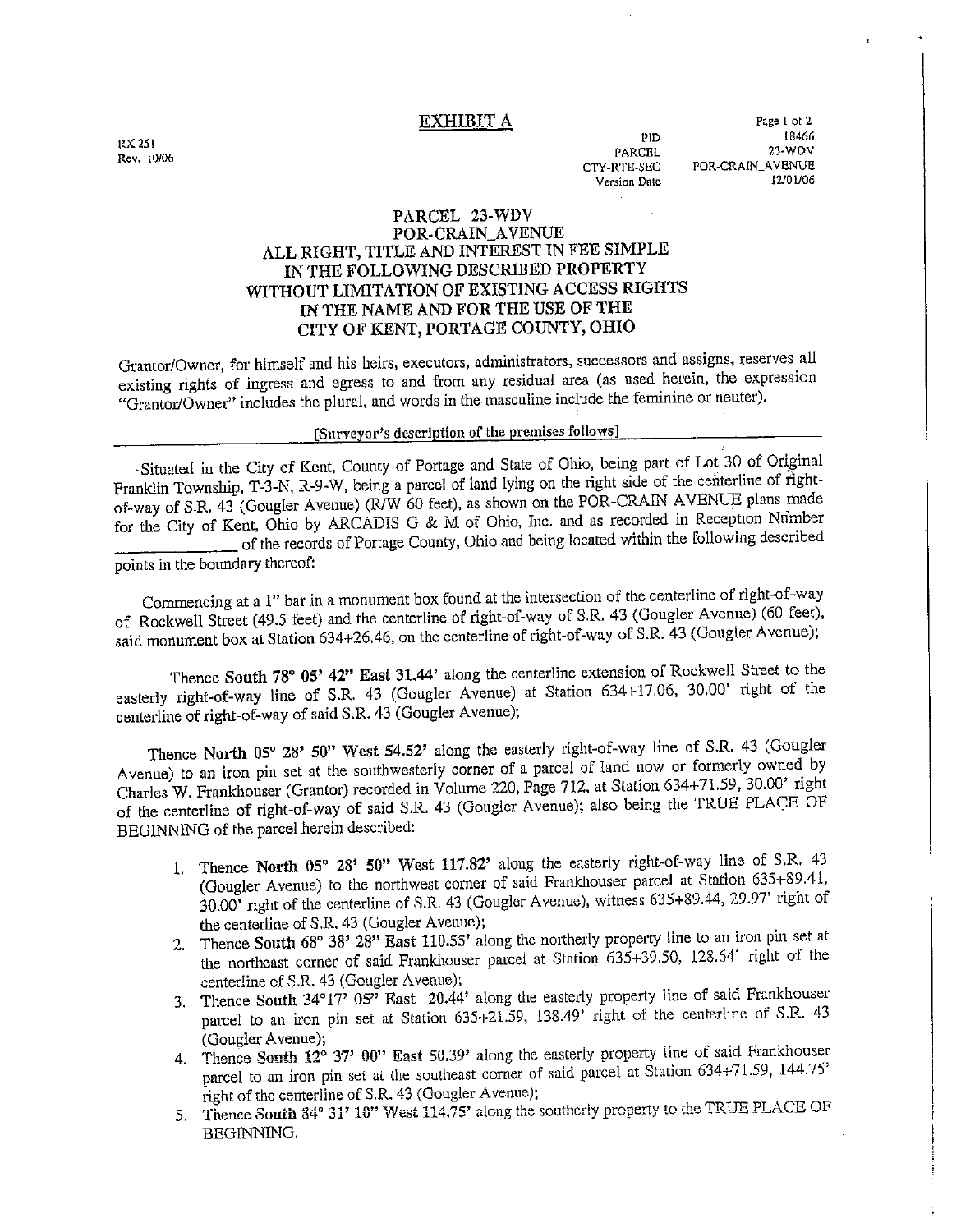# EXHIBIT A

RX 251
Rev. 10/06

| | |
|---|---|
| PID | 18466 |
| PARCEL | 23-WDV |
| CTY-RTE-SEC | POR-CRAIN_AVENUE |
| Version Date | 12/01/06 |

## PARCEL 23-WDV
## POR-CRAIN_AVENUE
## ALL RIGHT, TITLE AND INTEREST IN FEE SIMPLE IN THE FOLLOWING DESCRIBED PROPERTY WITHOUT LIMITATION OF EXISTING ACCESS RIGHTS IN THE NAME AND FOR THE USE OF THE CITY OF KENT, PORTAGE COUNTY, OHIO

Grantor/Owner, for himself and his heirs, executors, administrators, successors and assigns, reserves all existing rights of ingress and egress to and from any residual area (as used herein, the expression "Grantor/Owner" includes the plural, and words in the masculine include the feminine or neuter).

[Surveyor's description of the premises follows]

Situated in the City of Kent, County of Portage and State of Ohio, being part of Lot 30 of Original Franklin Township, T-3-N, R-9-W, being a parcel of land lying on the right side of the centerline of right-of-way of S.R. 43 (Gougler Avenue) (R/W 60 feet), as shown on the POR-CRAIN AVENUE plans made for the City of Kent, Ohio by ARCADIS G & M of Ohio, Inc. and as recorded in Reception Number \_\_\_\_\_\_\_\_\_\_\_\_\_\_ of the records of Portage County, Ohio and being located within the following described points in the boundary thereof:

Commencing at a 1" bar in a monument box found at the intersection of the centerline of right-of-way of Rockwell Street (49.5 feet) and the centerline of right-of-way of S.R. 43 (Gougler Avenue) (60 feet), said monument box at Station 634+26.46, on the centerline of right-of-way of S.R. 43 (Gougler Avenue);

Thence **South 78° 05' 42" East** 31.44' along the centerline extension of Rockwell Street to the easterly right-of-way line of S.R. 43 (Gougler Avenue) at Station 634+17.06, 30.00' right of the centerline of right-of-way of said S.R. 43 (Gougler Avenue);

Thence **North 05° 28' 50" West 54.52'** along the easterly right-of-way line of S.R. 43 (Gougler Avenue) to an iron pin set at the southwesterly corner of a parcel of land now or formerly owned by Charles W. Frankhouser (Grantor) recorded in Volume 220, Page 712, at Station 634+71.59, 30.00' right of the centerline of right-of-way of said S.R. 43 (Gougler Avenue); also being the TRUE PLACE OF BEGINNING of the parcel herein described:

1. Thence **North 05° 28' 50"** West 117.82' along the easterly right-of-way line of S.R. 43 (Gougler Avenue) to the northwest corner of said Frankhouser parcel at Station 635+89.41, 30.00' right of the centerline of S.R. 43 (Gougler Avenue), witness 635+89.44, 29.97' right of the centerline of S.R. 43 (Gougler Avenue);
2. Thence **South 68° 38' 28" East 110.55'** along the northerly property line to an iron pin set at the northeast corner of said Frankhouser parcel at Station 635+39.50, 128.64' right of the centerline of S.R. 43 (Gougler Avenue);
3. Thence **South 34°17' 05" East** 20.44' along the easterly property line of said Frankhouser parcel to an iron pin set at Station 635+21.59, 138.49' right of the centerline of S.R. 43 (Gougler Avenue);
4. Thence **South 12° 37' 00" East 50.39'** along the easterly property line of said Frankhouser parcel to an iron pin set at the southeast corner of said parcel at Station 634+71.59, 144.75' right of the centerline of S.R. 43 (Gougler Avenue);
5. Thence **South 84° 31' 10" West 114.75'** along the southerly property to the TRUE PLACE OF BEGINNING.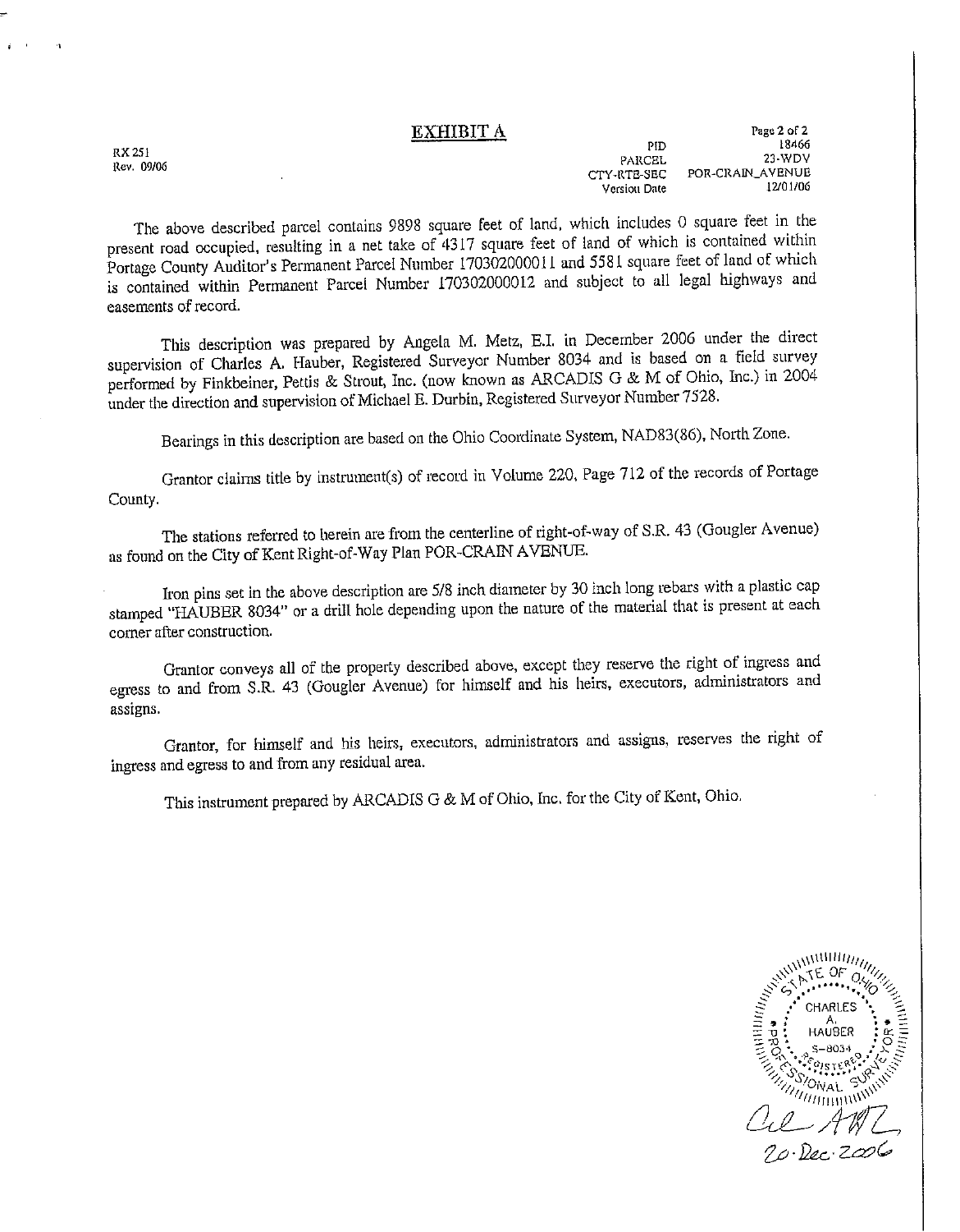RX 251
Rev. 09/06

# EXHIBIT A

| | |
|---|---|
| PID | 18466 |
| PARCEL | 23-WDV |
| CTY-RTE-SEC | POR-CRAIN_AVENUE |
| Version Date | 12/01/06 |

The above described parcel contains 9898 square feet of land, which includes 0 square feet in the present road occupied, resulting in a net take of 4317 square feet of land of which is contained within Portage County Auditor's Permanent Parcel Number 170302000011 and 5581 square feet of land of which is contained within Permanent Parcel Number 170302000012 and subject to all legal highways and easements of record.

This description was prepared by Angela M. Metz, E.I. in December 2006 under the direct supervision of Charles A. Hauber, Registered Surveyor Number 8034 and is based on a field survey performed by Finkbeiner, Pettis & Strout, Inc. (now known as ARCADIS G & M of Ohio, Inc.) in 2004 under the direction and supervision of Michael E. Durbin, Registered Surveyor Number 7528.

Bearings in this description are based on the Ohio Coordinate System, NAD83(86), North Zone.

Grantor claims title by instrument(s) of record in Volume 220, Page 712 of the records of Portage County.

The stations referred to herein are from the centerline of right-of-way of S.R. 43 (Gougler Avenue) as found on the City of Kent Right-of-Way Plan POR-CRAIN AVENUE.

Iron pins set in the above description are 5/8 inch diameter by 30 inch long rebars with a plastic cap stamped "HAUBER 8034" or a drill hole depending upon the nature of the material that is present at each corner after construction.

Grantor conveys all of the property described above, except they reserve the right of ingress and egress to and from S.R. 43 (Gougler Avenue) for himself and his heirs, executors, administrators and assigns.

Grantor, for himself and his heirs, executors, administrators and assigns, reserves the right of ingress and egress to and from any residual area.

This instrument prepared by ARCADIS G & M of Ohio, Inc. for the City of Kent, Ohio.

STATE OF OHIO
CHARLES A. HAUBER
S-8034
REGISTERED PROFESSIONAL SURVEYOR

20-Dec-2006